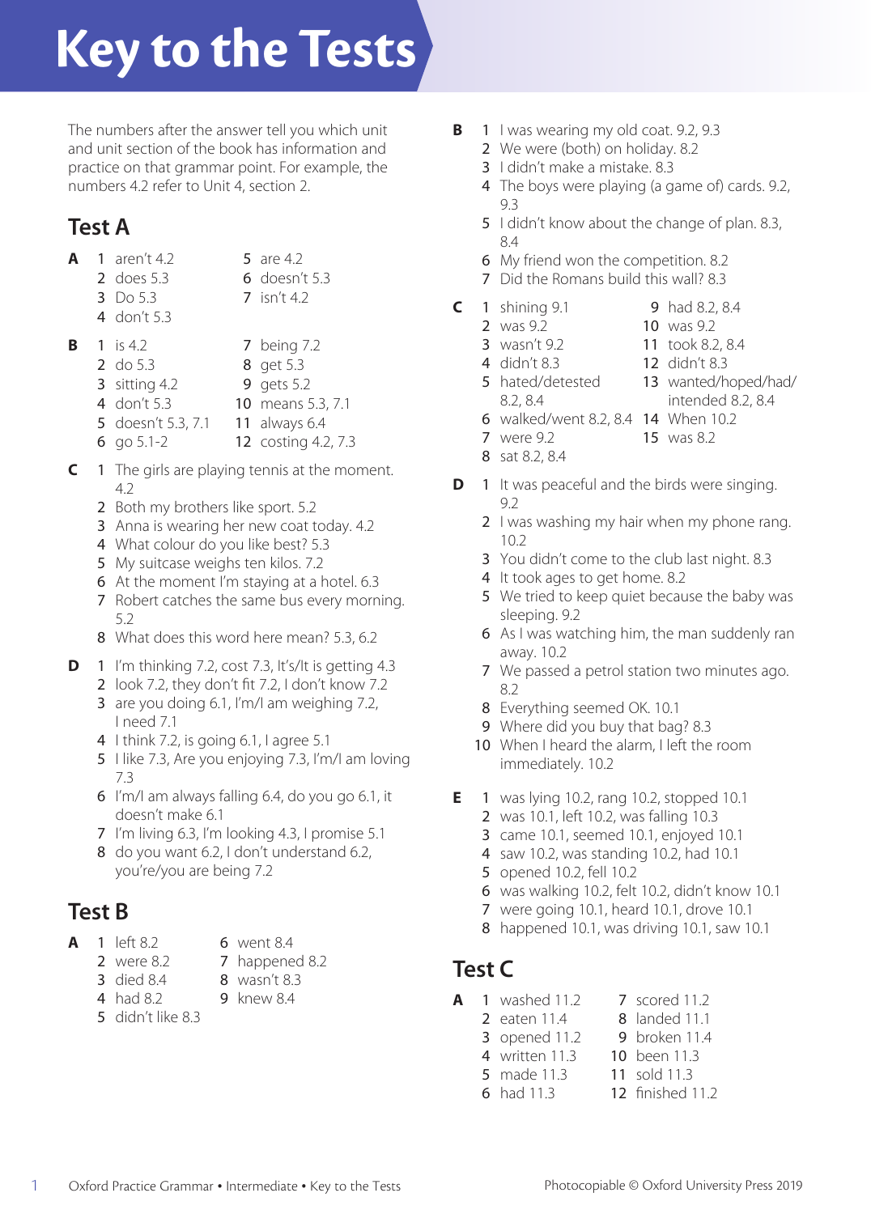# Key to the Tests

The numbers after the answer tell you which unit and unit section of the book has information and practice on that grammar point. For example, the numbers 4.2 refer to Unit 4, section 2.

## Test A

**A**

1. aren't 4.2
2. does 5.3
3. Do 5.3
4. don't 5.3
5. are 4.2
6. doesn't 5.3
7. isn't 4.2

**B**

1. is 4.2
2. do 5.3
3. sitting 4.2
4. don't 5.3
5. doesn't 5.3, 7.1
6. go 5.1-2
7. being 7.2
8. get 5.3
9. gets 5.2
10. means 5.3, 7.1
11. always 6.4
12. costing 4.2, 7.3

**C**

1. The girls are playing tennis at the moment. 4.2
2. Both my brothers like sport. 5.2
3. Anna is wearing her new coat today. 4.2
4. What colour do you like best? 5.3
5. My suitcase weighs ten kilos. 7.2
6. At the moment I'm staying at a hotel. 6.3
7. Robert catches the same bus every morning. 5.2
8. What does this word here mean? 5.3, 6.2

**D**

1. I'm thinking 7.2, cost 7.3, It's/It is getting 4.3
2. look 7.2, they don't fit 7.2, I don't know 7.2
3. are you doing 6.1, I'm/I am weighing 7.2, I need 7.1
4. I think 7.2, is going 6.1, I agree 5.1
5. I like 7.3, Are you enjoying 7.3, I'm/I am loving 7.3
6. I'm/I am always falling 6.4, do you go 6.1, it doesn't make 6.1
7. I'm living 6.3, I'm looking 4.3, I promise 5.1
8. do you want 6.2, I don't understand 6.2, you're/you are being 7.2

## Test B

**A**

1. left 8.2
2. were 8.2
3. died 8.4
4. had 8.2
5. didn't like 8.3
6. went 8.4
7. happened 8.2
8. wasn't 8.3
9. knew 8.4

**B**

1. I was wearing my old coat. 9.2, 9.3
2. We were (both) on holiday. 8.2
3. I didn't make a mistake. 8.3
4. The boys were playing (a game of) cards. 9.2, 9.3
5. I didn't know about the change of plan. 8.3, 8.4
6. My friend won the competition. 8.2
7. Did the Romans build this wall? 8.3

**C**

1. shining 9.1
2. was 9.2
3. wasn't 9.2
4. didn't 8.3
5. hated/detested 8.2, 8.4
6. walked/went 8.2, 8.4
7. were 9.2
8. sat 8.2, 8.4
9. had 8.2, 8.4
10. was 9.2
11. took 8.2, 8.4
12. didn't 8.3
13. wanted/hoped/had/intended 8.2, 8.4
14. When 10.2
15. was 8.2

**D**

1. It was peaceful and the birds were singing. 9.2
2. I was washing my hair when my phone rang. 10.2
3. You didn't come to the club last night. 8.3
4. It took ages to get home. 8.2
5. We tried to keep quiet because the baby was sleeping. 9.2
6. As I was watching him, the man suddenly ran away. 10.2
7. We passed a petrol station two minutes ago. 8.2
8. Everything seemed OK. 10.1
9. Where did you buy that bag? 8.3
10. When I heard the alarm, I left the room immediately. 10.2

**E**

1. was lying 10.2, rang 10.2, stopped 10.1
2. was 10.1, left 10.2, was falling 10.3
3. came 10.1, seemed 10.1, enjoyed 10.1
4. saw 10.2, was standing 10.2, had 10.1
5. opened 10.2, fell 10.2
6. was walking 10.2, felt 10.2, didn't know 10.1
7. were going 10.1, heard 10.1, drove 10.1
8. happened 10.1, was driving 10.1, saw 10.1

## Test C

**A**

1. washed 11.2
2. eaten 11.4
3. opened 11.2
4. written 11.3
5. made 11.3
6. had 11.3
7. scored 11.2
8. landed 11.1
9. broken 11.4
10. been 11.3
11. sold 11.3
12. finished 11.2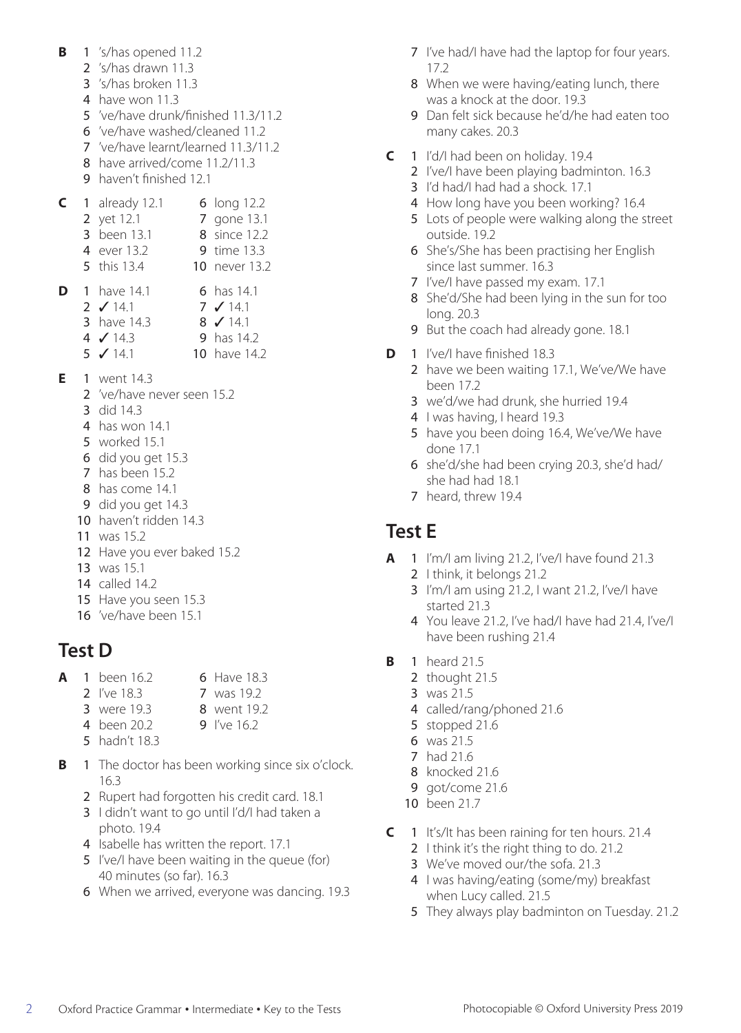**B**

1. 's/has opened 11.2
2. 's/has drawn 11.3
3. 's/has broken 11.3
4. have won 11.3
5. 've/have drunk/finished 11.3/11.2
6. 've/have washed/cleaned 11.2
7. 've/have learnt/learned 11.3/11.2
8. have arrived/come 11.2/11.3
9. haven't finished 12.1

**C**

1. already 12.1
2. yet 12.1
3. been 13.1
4. ever 13.2
5. this 13.4
6. long 12.2
7. gone 13.1
8. since 12.2
9. time 13.3
10. never 13.2

**D**

1. have 14.1
2. ✓ 14.1
3. have 14.3
4. ✓ 14.3
5. ✓ 14.1
6. has 14.1
7. ✓ 14.1
8. ✓ 14.1
9. has 14.2
10. have 14.2

**E**

1. went 14.3
2. 've/have never seen 15.2
3. did 14.3
4. has won 14.1
5. worked 15.1
6. did you get 15.3
7. has been 15.2
8. has come 14.1
9. did you get 14.3
10. haven't ridden 14.3
11. was 15.2
12. Have you ever baked 15.2
13. was 15.1
14. called 14.2
15. Have you seen 15.3
16. 've/have been 15.1

## Test D

**A**

1. been 16.2
2. I've 18.3
3. were 19.3
4. been 20.2
5. hadn't 18.3
6. Have 18.3
7. was 19.2
8. went 19.2
9. I've 16.2

**B**

1. The doctor has been working since six o'clock. 16.3
2. Rupert had forgotten his credit card. 18.1
3. I didn't want to go until I'd/I had taken a photo. 19.4
4. Isabelle has written the report. 17.1
5. I've/I have been waiting in the queue (for) 40 minutes (so far). 16.3
6. When we arrived, everyone was dancing. 19.3
7. I've had/I have had the laptop for four years. 17.2
8. When we were having/eating lunch, there was a knock at the door. 19.3
9. Dan felt sick because he'd/he had eaten too many cakes. 20.3

**C**

1. I'd/I had been on holiday. 19.4
2. I've/I have been playing badminton. 16.3
3. I'd had/I had had a shock. 17.1
4. How long have you been working? 16.4
5. Lots of people were walking along the street outside. 19.2
6. She's/She has been practising her English since last summer. 16.3
7. I've/I have passed my exam. 17.1
8. She'd/She had been lying in the sun for too long. 20.3
9. But the coach had already gone. 18.1

**D**

1. I've/I have finished 18.3
2. have we been waiting 17.1, We've/We have been 17.2
3. we'd/we had drunk, she hurried 19.4
4. I was having, I heard 19.3
5. have you been doing 16.4, We've/We have done 17.1
6. she'd/she had been crying 20.3, she'd had/she had had 18.1
7. heard, threw 19.4

## Test E

**A**

1. I'm/I am living 21.2, I've/I have found 21.3
2. I think, it belongs 21.2
3. I'm/I am using 21.2, I want 21.2, I've/I have started 21.3
4. You leave 21.2, I've had/I have had 21.4, I've/I have been rushing 21.4

**B**

1. heard 21.5
2. thought 21.5
3. was 21.5
4. called/rang/phoned 21.6
5. stopped 21.6
6. was 21.5
7. had 21.6
8. knocked 21.6
9. got/come 21.6
10. been 21.7

**C**

1. It's/It has been raining for ten hours. 21.4
2. I think it's the right thing to do. 21.2
3. We've moved our/the sofa. 21.3
4. I was having/eating (some/my) breakfast when Lucy called. 21.5
5. They always play badminton on Tuesday. 21.2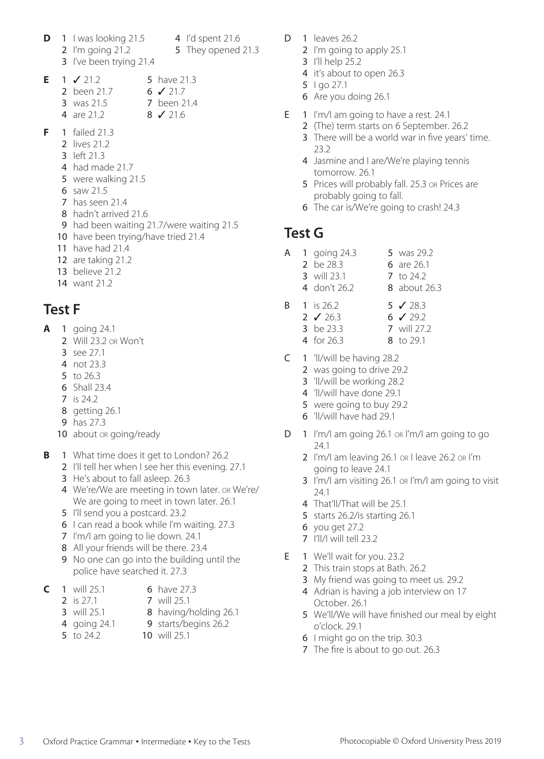**D**

1 I was looking 21.5
2 I'm going 21.2
3 I've been trying 21.4
4 I'd spent 21.6
5 They opened 21.3

**E**

1 ✓ 21.2
2 been 21.7
3 was 21.5
4 are 21.2
5 have 21.3
6 ✓ 21.7
7 been 21.4
8 ✓ 21.6

**F**

1 failed 21.3
2 lives 21.2
3 left 21.3
4 had made 21.7
5 were walking 21.5
6 saw 21.5
7 has seen 21.4
8 hadn't arrived 21.6
9 had been waiting 21.7/were waiting 21.5
10 have been trying/have tried 21.4
11 have had 21.4
12 are taking 21.2
13 believe 21.2
14 want 21.2

## Test F

**A**

1 going 24.1
2 Will 23.2 OR Won't
3 see 27.1
4 not 23.3
5 to 26.3
6 Shall 23.4
7 is 24.2
8 getting 26.1
9 has 27.3
10 about OR going/ready

**B**

1 What time does it get to London? 26.2
2 I'll tell her when I see her this evening. 27.1
3 He's about to fall asleep. 26.3
4 We're/We are meeting in town later. OR We're/We are going to meet in town later. 26.1
5 I'll send you a postcard. 23.2
6 I can read a book while I'm waiting. 27.3
7 I'm/I am going to lie down. 24.1
8 All your friends will be there. 23.4
9 No one can go into the building until the police have searched it. 27.3

**C**

1 will 25.1
2 is 27.1
3 will 25.1
4 going 24.1
5 to 24.2
6 have 27.3
7 will 25.1
8 having/holding 26.1
9 starts/begins 26.2
10 will 25.1

**D**

1 leaves 26.2
2 I'm going to apply 25.1
3 I'll help 25.2
4 it's about to open 26.3
5 I go 27.1
6 Are you doing 26.1

**E**

1 I'm/I am going to have a rest. 24.1
2 (The) term starts on 6 September. 26.2
3 There will be a world war in five years' time. 23.2
4 Jasmine and I are/We're playing tennis tomorrow. 26.1
5 Prices will probably fall. 25.3 OR Prices are probably going to fall.
6 The car is/We're going to crash! 24.3

## Test G

**A**

1 going 24.3
2 be 28.3
3 will 23.1
4 don't 26.2
5 was 29.2
6 are 26.1
7 to 24.2
8 about 26.3

**B**

1 is 26.2
2 ✓ 26.3
3 be 23.3
4 for 26.3
5 ✓ 28.3
6 ✓ 29.2
7 will 27.2
8 to 29.1

**C**

1 'll/will be having 28.2
2 was going to drive 29.2
3 'll/will be working 28.2
4 'll/will have done 29.1
5 were going to buy 29.2
6 'll/will have had 29.1

**D**

1 I'm/I am going 26.1 OR I'm/I am going to go 24.1
2 I'm/I am leaving 26.1 OR I leave 26.2 OR I'm going to leave 24.1
3 I'm/I am visiting 26.1 OR I'm/I am going to visit 24.1
4 That'll/That will be 25.1
5 starts 26.2/is starting 26.1
6 you get 27.2
7 I'll/I will tell 23.2

**E**

1 We'll wait for you. 23.2
2 This train stops at Bath. 26.2
3 My friend was going to meet us. 29.2
4 Adrian is having a job interview on 17 October. 26.1
5 We'll/We will have finished our meal by eight o'clock. 29.1
6 I might go on the trip. 30.3
7 The fire is about to go out. 26.3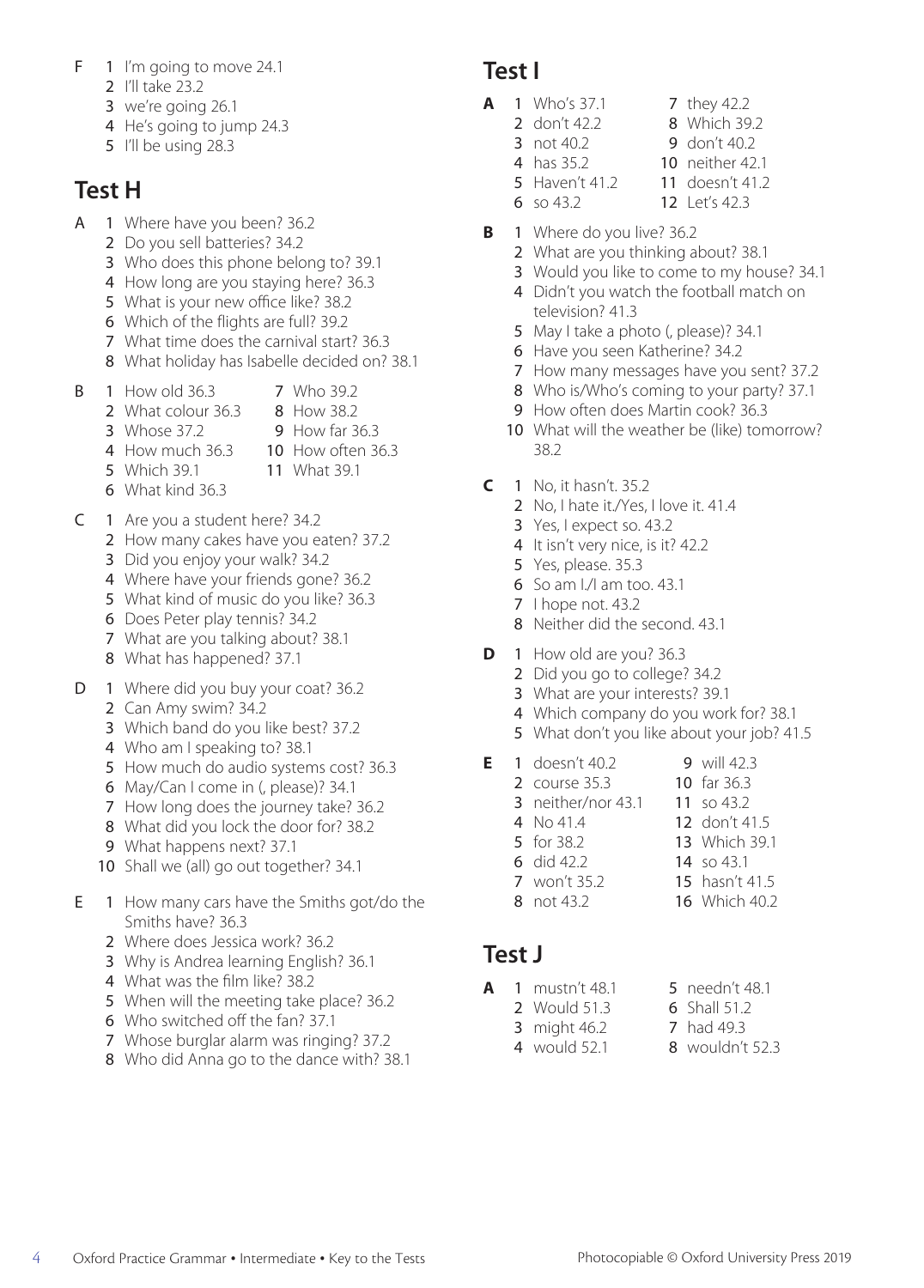F
1. I'm going to move 24.1
2. I'll take 23.2
3. we're going 26.1
4. He's going to jump 24.3
5. I'll be using 28.3

## Test H

A
1. Where have you been? 36.2
2. Do you sell batteries? 34.2
3. Who does this phone belong to? 39.1
4. How long are you staying here? 36.3
5. What is your new office like? 38.2
6. Which of the flights are full? 39.2
7. What time does the carnival start? 36.3
8. What holiday has Isabelle decided on? 38.1

B
1. How old 36.3
2. What colour 36.3
3. Whose 37.2
4. How much 36.3
5. Which 39.1
6. What kind 36.3
7. Who 39.2
8. How 38.2
9. How far 36.3
10. How often 36.3
11. What 39.1

C
1. Are you a student here? 34.2
2. How many cakes have you eaten? 37.2
3. Did you enjoy your walk? 34.2
4. Where have your friends gone? 36.2
5. What kind of music do you like? 36.3
6. Does Peter play tennis? 34.2
7. What are you talking about? 38.1
8. What has happened? 37.1

D
1. Where did you buy your coat? 36.2
2. Can Amy swim? 34.2
3. Which band do you like best? 37.2
4. Who am I speaking to? 38.1
5. How much do audio systems cost? 36.3
6. May/Can I come in (, please)? 34.1
7. How long does the journey take? 36.2
8. What did you lock the door for? 38.2
9. What happens next? 37.1
10. Shall we (all) go out together? 34.1

E
1. How many cars have the Smiths got/do the Smiths have? 36.3
2. Where does Jessica work? 36.2
3. Why is Andrea learning English? 36.1
4. What was the film like? 38.2
5. When will the meeting take place? 36.2
6. Who switched off the fan? 37.1
7. Whose burglar alarm was ringing? 37.2
8. Who did Anna go to the dance with? 38.1

## Test I

**A**
1. Who's 37.1
2. don't 42.2
3. not 40.2
4. has 35.2
5. Haven't 41.2
6. so 43.2
7. they 42.2
8. Which 39.2
9. don't 40.2
10. neither 42.1
11. doesn't 41.2
12. Let's 42.3

**B**
1. Where do you live? 36.2
2. What are you thinking about? 38.1
3. Would you like to come to my house? 34.1
4. Didn't you watch the football match on television? 41.3
5. May I take a photo (, please)? 34.1
6. Have you seen Katherine? 34.2
7. How many messages have you sent? 37.2
8. Who is/Who's coming to your party? 37.1
9. How often does Martin cook? 36.3
10. What will the weather be (like) tomorrow? 38.2

**C**
1. No, it hasn't. 35.2
2. No, I hate it./Yes, I love it. 41.4
3. Yes, I expect so. 43.2
4. It isn't very nice, is it? 42.2
5. Yes, please. 35.3
6. So am I./I am too. 43.1
7. I hope not. 43.2
8. Neither did the second. 43.1

**D**
1. How old are you? 36.3
2. Did you go to college? 34.2
3. What are your interests? 39.1
4. Which company do you work for? 38.1
5. What don't you like about your job? 41.5

**E**
1. doesn't 40.2
2. course 35.3
3. neither/nor 43.1
4. No 41.4
5. for 38.2
6. did 42.2
7. won't 35.2
8. not 43.2
9. will 42.3
10. far 36.3
11. so 43.2
12. don't 41.5
13. Which 39.1
14. so 43.1
15. hasn't 41.5
16. Which 40.2

## Test J

**A**
1. mustn't 48.1
2. Would 51.3
3. might 46.2
4. would 52.1
5. needn't 48.1
6. Shall 51.2
7. had 49.3
8. wouldn't 52.3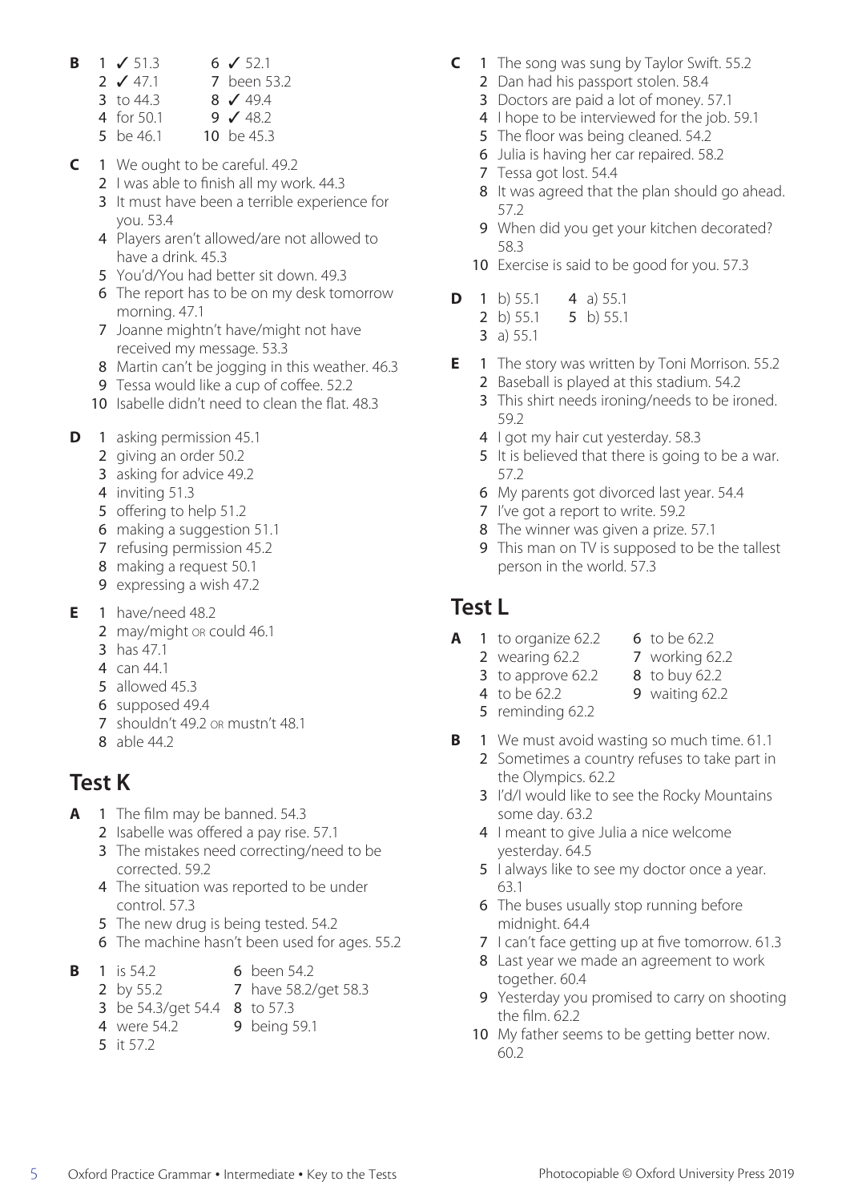**B**

1 ✓ 51.3
2 ✓ 47.1
3 to 44.3
4 for 50.1
5 be 46.1
6 ✓ 52.1
7 been 53.2
8 ✓ 49.4
9 ✓ 48.2
10 be 45.3

**C**

1 We ought to be careful. 49.2
2 I was able to finish all my work. 44.3
3 It must have been a terrible experience for you. 53.4
4 Players aren't allowed/are not allowed to have a drink. 45.3
5 You'd/You had better sit down. 49.3
6 The report has to be on my desk tomorrow morning. 47.1
7 Joanne mightn't have/might not have received my message. 53.3
8 Martin can't be jogging in this weather. 46.3
9 Tessa would like a cup of coffee. 52.2
10 Isabelle didn't need to clean the flat. 48.3

**D**

1 asking permission 45.1
2 giving an order 50.2
3 asking for advice 49.2
4 inviting 51.3
5 offering to help 51.2
6 making a suggestion 51.1
7 refusing permission 45.2
8 making a request 50.1
9 expressing a wish 47.2

**E**

1 have/need 48.2
2 may/might OR could 46.1
3 has 47.1
4 can 44.1
5 allowed 45.3
6 supposed 49.4
7 shouldn't 49.2 OR mustn't 48.1
8 able 44.2

## Test K

**A**

1 The film may be banned. 54.3
2 Isabelle was offered a pay rise. 57.1
3 The mistakes need correcting/need to be corrected. 59.2
4 The situation was reported to be under control. 57.3
5 The new drug is being tested. 54.2
6 The machine hasn't been used for ages. 55.2

**B**

1 is 54.2
2 by 55.2
3 be 54.3/get 54.4
4 were 54.2
5 it 57.2
6 been 54.2
7 have 58.2/get 58.3
8 to 57.3
9 being 59.1

**C**

1 The song was sung by Taylor Swift. 55.2
2 Dan had his passport stolen. 58.4
3 Doctors are paid a lot of money. 57.1
4 I hope to be interviewed for the job. 59.1
5 The floor was being cleaned. 54.2
6 Julia is having her car repaired. 58.2
7 Tessa got lost. 54.4
8 It was agreed that the plan should go ahead. 57.2
9 When did you get your kitchen decorated? 58.3
10 Exercise is said to be good for you. 57.3

**D**

1 b) 55.1
2 b) 55.1
3 a) 55.1
4 a) 55.1
5 b) 55.1

**E**

1 The story was written by Toni Morrison. 55.2
2 Baseball is played at this stadium. 54.2
3 This shirt needs ironing/needs to be ironed. 59.2
4 I got my hair cut yesterday. 58.3
5 It is believed that there is going to be a war. 57.2
6 My parents got divorced last year. 54.4
7 I've got a report to write. 59.2
8 The winner was given a prize. 57.1
9 This man on TV is supposed to be the tallest person in the world. 57.3

## Test L

**A**

1 to organize 62.2
2 wearing 62.2
3 to approve 62.2
4 to be 62.2
5 reminding 62.2
6 to be 62.2
7 working 62.2
8 to buy 62.2
9 waiting 62.2

**B**

1 We must avoid wasting so much time. 61.1
2 Sometimes a country refuses to take part in the Olympics. 62.2
3 I'd/I would like to see the Rocky Mountains some day. 63.2
4 I meant to give Julia a nice welcome yesterday. 64.5
5 I always like to see my doctor once a year. 63.1
6 The buses usually stop running before midnight. 64.4
7 I can't face getting up at five tomorrow. 61.3
8 Last year we made an agreement to work together. 60.4
9 Yesterday you promised to carry on shooting the film. 62.2
10 My father seems to be getting better now. 60.2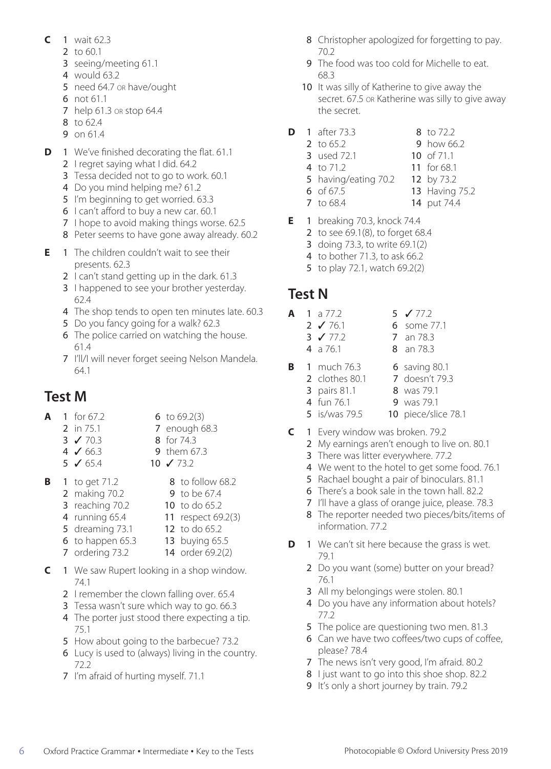**C**
1 wait 62.3
2 to 60.1
3 seeing/meeting 61.1
4 would 63.2
5 need 64.7 OR have/ought
6 not 61.1
7 help 61.3 OR stop 64.4
8 to 62.4
9 on 61.4

**D**
1 We've finished decorating the flat. 61.1
2 I regret saying what I did. 64.2
3 Tessa decided not to go to work. 60.1
4 Do you mind helping me? 61.2
5 I'm beginning to get worried. 63.3
6 I can't afford to buy a new car. 60.1
7 I hope to avoid making things worse. 62.5
8 Peter seems to have gone away already. 60.2

**E**
1 The children couldn't wait to see their presents. 62.3
2 I can't stand getting up in the dark. 61.3
3 I happened to see your brother yesterday. 62.4
4 The shop tends to open ten minutes late. 60.3
5 Do you fancy going for a walk? 62.3
6 The police carried on watching the house. 61.4
7 I'll/I will never forget seeing Nelson Mandela. 64.1

## Test M

**A**
1 for 67.2
2 in 75.1
3 ✓ 70.3
4 ✓ 66.3
5 ✓ 65.4
6 to 69.2(3)
7 enough 68.3
8 for 74.3
9 them 67.3
10 ✓ 73.2

**B**
1 to get 71.2
2 making 70.2
3 reaching 70.2
4 running 65.4
5 dreaming 73.1
6 to happen 65.3
7 ordering 73.2
8 to follow 68.2
9 to be 67.4
10 to do 65.2
11 respect 69.2(3)
12 to do 65.2
13 buying 65.5
14 order 69.2(2)

**C**
1 We saw Rupert looking in a shop window. 74.1
2 I remember the clown falling over. 65.4
3 Tessa wasn't sure which way to go. 66.3
4 The porter just stood there expecting a tip. 75.1
5 How about going to the barbecue? 73.2
6 Lucy is used to (always) living in the country. 72.2
7 I'm afraid of hurting myself. 71.1
8 Christopher apologized for forgetting to pay. 70.2
9 The food was too cold for Michelle to eat. 68.3
10 It was silly of Katherine to give away the secret. 67.5 OR Katherine was silly to give away the secret.

**D**
1 after 73.3
2 to 65.2
3 used 72.1
4 to 71.2
5 having/eating 70.2
6 of 67.5
7 to 68.4
8 to 72.2
9 how 66.2
10 of 71.1
11 for 68.1
12 by 73.2
13 Having 75.2
14 put 74.4

**E**
1 breaking 70.3, knock 74.4
2 to see 69.1(8), to forget 68.4
3 doing 73.3, to write 69.1(2)
4 to bother 71.3, to ask 66.2
5 to play 72.1, watch 69.2(2)

## Test N

**A**
1 a 77.2
2 ✓ 76.1
3 ✓ 77.2
4 a 76.1
5 ✓ 77.2
6 some 77.1
7 an 78.3
8 an 78.3

**B**
1 much 76.3
2 clothes 80.1
3 pairs 81.1
4 fun 76.1
5 is/was 79.5
6 saving 80.1
7 doesn't 79.3
8 was 79.1
9 was 79.1
10 piece/slice 78.1

**C**
1 Every window was broken. 79.2
2 My earnings aren't enough to live on. 80.1
3 There was litter everywhere. 77.2
4 We went to the hotel to get some food. 76.1
5 Rachael bought a pair of binoculars. 81.1
6 There's a book sale in the town hall. 82.2
7 I'll have a glass of orange juice, please. 78.3
8 The reporter needed two pieces/bits/items of information. 77.2

**D**
1 We can't sit here because the grass is wet. 79.1
2 Do you want (some) butter on your bread? 76.1
3 All my belongings were stolen. 80.1
4 Do you have any information about hotels? 77.2
5 The police are questioning two men. 81.3
6 Can we have two coffees/two cups of coffee, please? 78.4
7 The news isn't very good, I'm afraid. 80.2
8 I just want to go into this shoe shop. 82.2
9 It's only a short journey by train. 79.2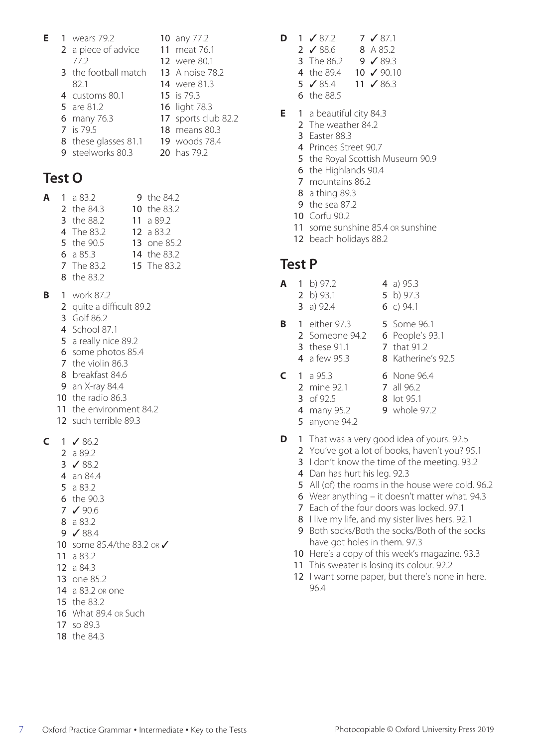**E**

1 wears 79.2
2 a piece of advice 77.2
3 the football match 82.1
4 customs 80.1
5 are 81.2
6 many 76.3
7 is 79.5
8 these glasses 81.1
9 steelworks 80.3
10 any 77.2
11 meat 76.1
12 were 80.1
13 A noise 78.2
14 were 81.3
15 is 79.3
16 light 78.3
17 sports club 82.2
18 means 80.3
19 woods 78.4
20 has 79.2

## Test O

**A**

1 a 83.2
2 the 84.3
3 the 88.2
4 The 83.2
5 the 90.5
6 a 85.3
7 The 83.2
8 the 83.2
9 the 84.2
10 the 83.2
11 a 89.2
12 a 83.2
13 one 85.2
14 the 83.2
15 The 83.2

**B**

1 work 87.2
2 quite a difficult 89.2
3 Golf 86.2
4 School 87.1
5 a really nice 89.2
6 some photos 85.4
7 the violin 86.3
8 breakfast 84.6
9 an X-ray 84.4
10 the radio 86.3
11 the environment 84.2
12 such terrible 89.3

**C**

1 ✓ 86.2
2 a 89.2
3 ✓ 88.2
4 an 84.4
5 a 83.2
6 the 90.3
7 ✓ 90.6
8 a 83.2
9 ✓ 88.4
10 some 85.4/the 83.2 OR ✓
11 a 83.2
12 a 84.3
13 one 85.2
14 a 83.2 OR one
15 the 83.2
16 What 89.4 OR Such
17 so 89.3
18 the 84.3

**D**

1 ✓ 87.2
2 ✓ 88.6
3 The 86.2
4 the 89.4
5 ✓ 85.4
6 the 88.5
7 ✓ 87.1
8 A 85.2
9 ✓ 89.3
10 ✓ 90.10
11 ✓ 86.3

**E**

1 a beautiful city 84.3
2 The weather 84.2
3 Easter 88.3
4 Princes Street 90.7
5 the Royal Scottish Museum 90.9
6 the Highlands 90.4
7 mountains 86.2
8 a thing 89.3
9 the sea 87.2
10 Corfu 90.2
11 some sunshine 85.4 OR sunshine
12 beach holidays 88.2

## Test P

**A**

1 b) 97.2
2 b) 93.1
3 a) 92.4
4 a) 95.3
5 b) 97.3
6 c) 94.1

**B**

1 either 97.3
2 Someone 94.2
3 these 91.1
4 a few 95.3
5 Some 96.1
6 People's 93.1
7 that 91.2
8 Katherine's 92.5

**C**

1 a 95.3
2 mine 92.1
3 of 92.5
4 many 95.2
5 anyone 94.2
6 None 96.4
7 all 96.2
8 lot 95.1
9 whole 97.2

**D**

1 That was a very good idea of yours. 92.5
2 You've got a lot of books, haven't you? 95.1
3 I don't know the time of the meeting. 93.2
4 Dan has hurt his leg. 92.3
5 All (of) the rooms in the house were cold. 96.2
6 Wear anything – it doesn't matter what. 94.3
7 Each of the four doors was locked. 97.1
8 I live my life, and my sister lives hers. 92.1
9 Both socks/Both the socks/Both of the socks have got holes in them. 97.3
10 Here's a copy of this week's magazine. 93.3
11 This sweater is losing its colour. 92.2
12 I want some paper, but there's none in here. 96.4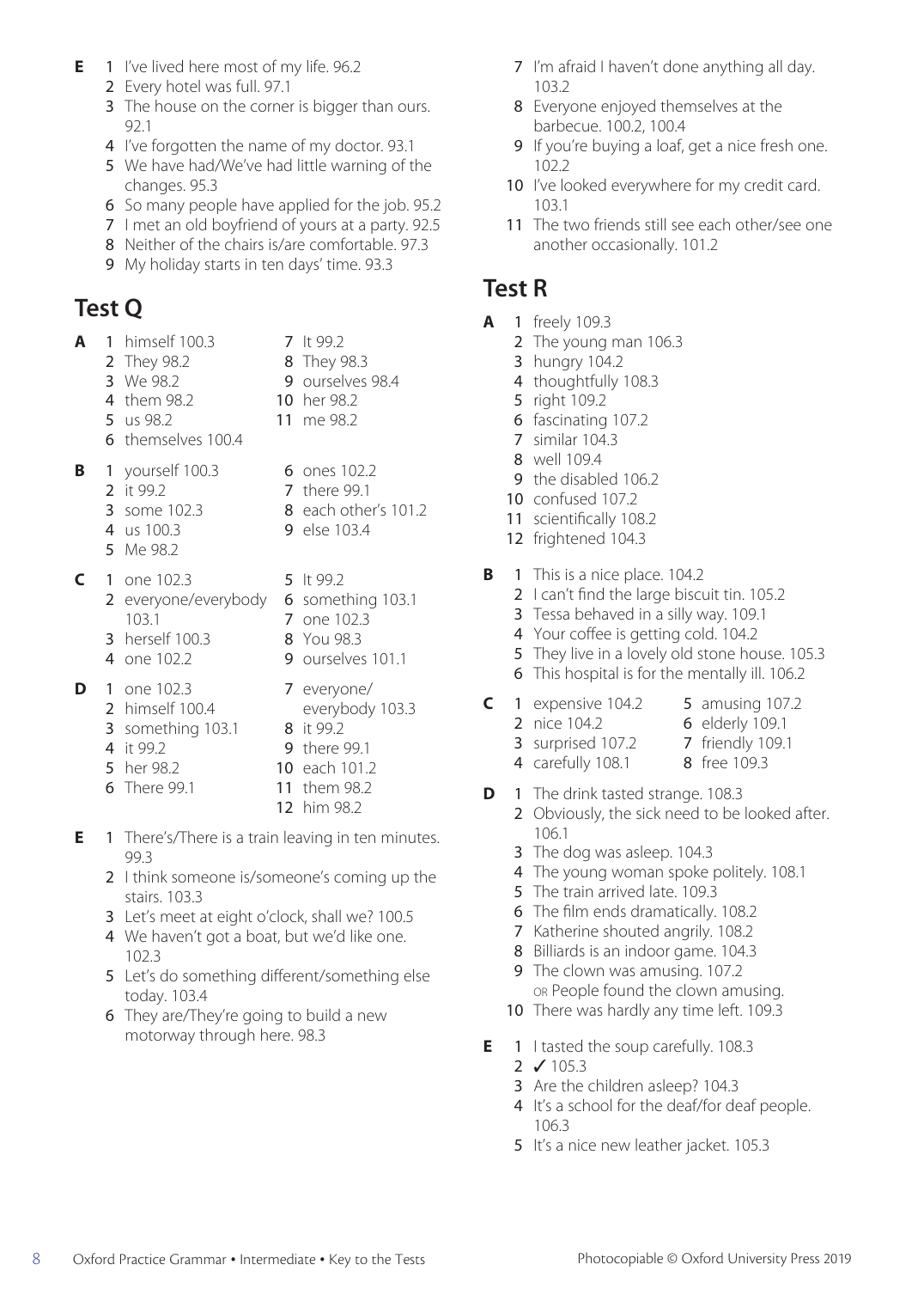**E**

1. I've lived here most of my life. 96.2
2. Every hotel was full. 97.1
3. The house on the corner is bigger than ours. 92.1
4. I've forgotten the name of my doctor. 93.1
5. We have had/We've had little warning of the changes. 95.3
6. So many people have applied for the job. 95.2
7. I met an old boyfriend of yours at a party. 92.5
8. Neither of the chairs is/are comfortable. 97.3
9. My holiday starts in ten days' time. 93.3

## Test Q

**A**

1. himself 100.3
2. They 98.2
3. We 98.2
4. them 98.2
5. us 98.2
6. themselves 100.4
7. It 99.2
8. They 98.3
9. ourselves 98.4
10. her 98.2
11. me 98.2

**B**

1. yourself 100.3
2. it 99.2
3. some 102.3
4. us 100.3
5. Me 98.2
6. ones 102.2
7. there 99.1
8. each other's 101.2
9. else 103.4

**C**

1. one 102.3
2. everyone/everybody 103.1
3. herself 100.3
4. one 102.2
5. It 99.2
6. something 103.1
7. one 102.3
8. You 98.3
9. ourselves 101.1

**D**

1. one 102.3
2. himself 100.4
3. something 103.1
4. it 99.2
5. her 98.2
6. There 99.1
7. everyone/everybody 103.3
8. it 99.2
9. there 99.1
10. each 101.2
11. them 98.2
12. him 98.2

**E**

1. There's/There is a train leaving in ten minutes. 99.3
2. I think someone is/someone's coming up the stairs. 103.3
3. Let's meet at eight o'clock, shall we? 100.5
4. We haven't got a boat, but we'd like one. 102.3
5. Let's do something different/something else today. 103.4
6. They are/They're going to build a new motorway through here. 98.3
7. I'm afraid I haven't done anything all day. 103.2
8. Everyone enjoyed themselves at the barbecue. 100.2, 100.4
9. If you're buying a loaf, get a nice fresh one. 102.2
10. I've looked everywhere for my credit card. 103.1
11. The two friends still see each other/see one another occasionally. 101.2

## Test R

**A**

1. freely 109.3
2. The young man 106.3
3. hungry 104.2
4. thoughtfully 108.3
5. right 109.2
6. fascinating 107.2
7. similar 104.3
8. well 109.4
9. the disabled 106.2
10. confused 107.2
11. scientifically 108.2
12. frightened 104.3

**B**

1. This is a nice place. 104.2
2. I can't find the large biscuit tin. 105.2
3. Tessa behaved in a silly way. 109.1
4. Your coffee is getting cold. 104.2
5. They live in a lovely old stone house. 105.3
6. This hospital is for the mentally ill. 106.2

**C**

1. expensive 104.2
2. nice 104.2
3. surprised 107.2
4. carefully 108.1
5. amusing 107.2
6. elderly 109.1
7. friendly 109.1
8. free 109.3

**D**

1. The drink tasted strange. 108.3
2. Obviously, the sick need to be looked after. 106.1
3. The dog was asleep. 104.3
4. The young woman spoke politely. 108.1
5. The train arrived late. 109.3
6. The film ends dramatically. 108.2
7. Katherine shouted angrily. 108.2
8. Billiards is an indoor game. 104.3
9. The clown was amusing. 107.2 OR People found the clown amusing.
10. There was hardly any time left. 109.3

**E**

1. I tasted the soup carefully. 108.3
2. ✓ 105.3
3. Are the children asleep? 104.3
4. It's a school for the deaf/for deaf people. 106.3
5. It's a nice new leather jacket. 105.3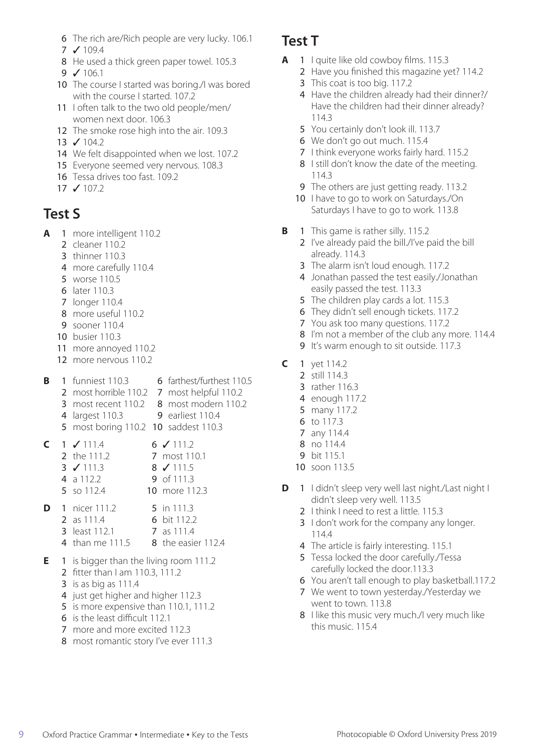6 The rich are/Rich people are very lucky. 106.1
7 ✓ 109.4
8 He used a thick green paper towel. 105.3
9 ✓ 106.1
10 The course I started was boring./I was bored with the course I started. 107.2
11 I often talk to the two old people/men/women next door. 106.3
12 The smoke rose high into the air. 109.3
13 ✓ 104.2
14 We felt disappointed when we lost. 107.2
15 Everyone seemed very nervous. 108.3
16 Tessa drives too fast. 109.2
17 ✓ 107.2

## Test S

**A**
1 more intelligent 110.2
2 cleaner 110.2
3 thinner 110.3
4 more carefully 110.4
5 worse 110.5
6 later 110.3
7 longer 110.4
8 more useful 110.2
9 sooner 110.4
10 busier 110.3
11 more annoyed 110.2
12 more nervous 110.2

**B**
1 funniest 110.3
2 most horrible 110.2
3 most recent 110.2
4 largest 110.3
5 most boring 110.2
6 farthest/furthest 110.5
7 most helpful 110.2
8 most modern 110.2
9 earliest 110.4
10 saddest 110.3

**C**
1 ✓ 111.4
2 the 111.2
3 ✓ 111.3
4 a 112.2
5 so 112.4
6 ✓ 111.2
7 most 110.1
8 ✓ 111.5
9 of 111.3
10 more 112.3

**D**
1 nicer 111.2
2 as 111.4
3 least 112.1
4 than me 111.5
5 in 111.3
6 bit 112.2
7 as 111.4
8 the easier 112.4

**E**
1 is bigger than the living room 111.2
2 fitter than I am 110.3, 111.2
3 is as big as 111.4
4 just get higher and higher 112.3
5 is more expensive than 110.1, 111.2
6 is the least difficult 112.1
7 more and more excited 112.3
8 most romantic story I've ever 111.3

## Test T

**A**
1 I quite like old cowboy films. 115.3
2 Have you finished this magazine yet? 114.2
3 This coat is too big. 117.2
4 Have the children already had their dinner?/Have the children had their dinner already? 114.3
5 You certainly don't look ill. 113.7
6 We don't go out much. 115.4
7 I think everyone works fairly hard. 115.2
8 I still don't know the date of the meeting. 114.3
9 The others are just getting ready. 113.2
10 I have to go to work on Saturdays./On Saturdays I have to go to work. 113.8

**B**
1 This game is rather silly. 115.2
2 I've already paid the bill./I've paid the bill already. 114.3
3 The alarm isn't loud enough. 117.2
4 Jonathan passed the test easily./Jonathan easily passed the test. 113.3
5 The children play cards a lot. 115.3
6 They didn't sell enough tickets. 117.2
7 You ask too many questions. 117.2
8 I'm not a member of the club any more. 114.4
9 It's warm enough to sit outside. 117.3

**C**
1 yet 114.2
2 still 114.3
3 rather 116.3
4 enough 117.2
5 many 117.2
6 to 117.3
7 any 114.4
8 no 114.4
9 bit 115.1
10 soon 113.5

**D**
1 I didn't sleep very well last night./Last night I didn't sleep very well. 113.5
2 I think I need to rest a little. 115.3
3 I don't work for the company any longer. 114.4
4 The article is fairly interesting. 115.1
5 Tessa locked the door carefully./Tessa carefully locked the door.113.3
6 You aren't tall enough to play basketball.117.2
7 We went to town yesterday./Yesterday we went to town. 113.8
8 I like this music very much./I very much like this music. 115.4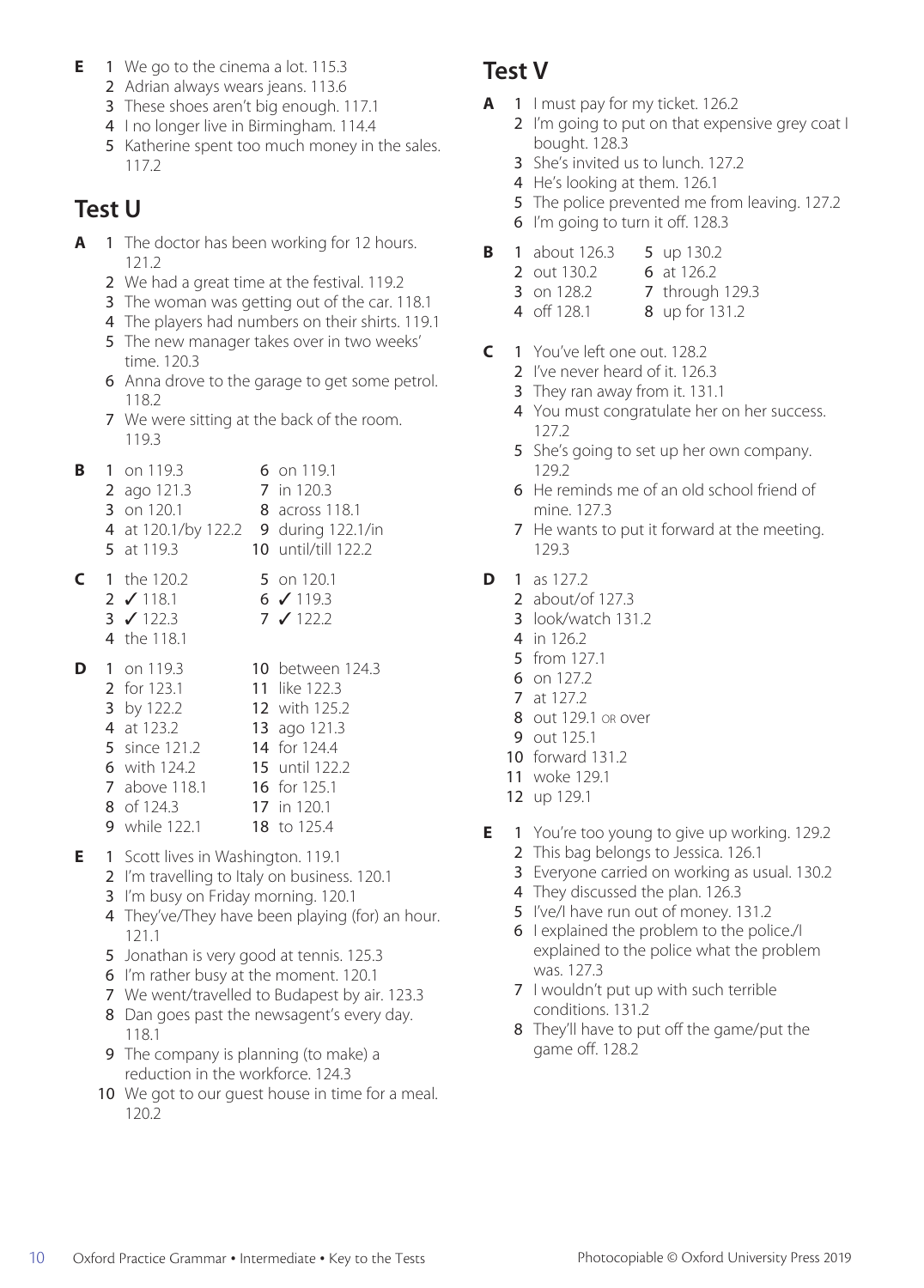**E**

1. We go to the cinema a lot. 115.3
2. Adrian always wears jeans. 113.6
3. These shoes aren't big enough. 117.1
4. I no longer live in Birmingham. 114.4
5. Katherine spent too much money in the sales. 117.2

## Test U

**A**

1. The doctor has been working for 12 hours. 121.2
2. We had a great time at the festival. 119.2
3. The woman was getting out of the car. 118.1
4. The players had numbers on their shirts. 119.1
5. The new manager takes over in two weeks' time. 120.3
6. Anna drove to the garage to get some petrol. 118.2
7. We were sitting at the back of the room. 119.3

**B**

1. on 119.3
2. ago 121.3
3. on 120.1
4. at 120.1/by 122.2
5. at 119.3
6. on 119.1
7. in 120.3
8. across 118.1
9. during 122.1/in
10. until/till 122.2

**C**

1. the 120.2
2. ✓ 118.1
3. ✓ 122.3
4. the 118.1
5. on 120.1
6. ✓ 119.3
7. ✓ 122.2

**D**

1. on 119.3
2. for 123.1
3. by 122.2
4. at 123.2
5. since 121.2
6. with 124.2
7. above 118.1
8. of 124.3
9. while 122.1
10. between 124.3
11. like 122.3
12. with 125.2
13. ago 121.3
14. for 124.4
15. until 122.2
16. for 125.1
17. in 120.1
18. to 125.4

**E**

1. Scott lives in Washington. 119.1
2. I'm travelling to Italy on business. 120.1
3. I'm busy on Friday morning. 120.1
4. They've/They have been playing (for) an hour. 121.1
5. Jonathan is very good at tennis. 125.3
6. I'm rather busy at the moment. 120.1
7. We went/travelled to Budapest by air. 123.3
8. Dan goes past the newsagent's every day. 118.1
9. The company is planning (to make) a reduction in the workforce. 124.3
10. We got to our guest house in time for a meal. 120.2

## Test V

**A**

1. I must pay for my ticket. 126.2
2. I'm going to put on that expensive grey coat I bought. 128.3
3. She's invited us to lunch. 127.2
4. He's looking at them. 126.1
5. The police prevented me from leaving. 127.2
6. I'm going to turn it off. 128.3

**B**

1. about 126.3
2. out 130.2
3. on 128.2
4. off 128.1
5. up 130.2
6. at 126.2
7. through 129.3
8. up for 131.2

**C**

1. You've left one out. 128.2
2. I've never heard of it. 126.3
3. They ran away from it. 131.1
4. You must congratulate her on her success. 127.2
5. She's going to set up her own company. 129.2
6. He reminds me of an old school friend of mine. 127.3
7. He wants to put it forward at the meeting. 129.3

**D**

1. as 127.2
2. about/of 127.3
3. look/watch 131.2
4. in 126.2
5. from 127.1
6. on 127.2
7. at 127.2
8. out 129.1 OR over
9. out 125.1
10. forward 131.2
11. woke 129.1
12. up 129.1

**E**

1. You're too young to give up working. 129.2
2. This bag belongs to Jessica. 126.1
3. Everyone carried on working as usual. 130.2
4. They discussed the plan. 126.3
5. I've/I have run out of money. 131.2
6. I explained the problem to the police./I explained to the police what the problem was. 127.3
7. I wouldn't put up with such terrible conditions. 131.2
8. They'll have to put off the game/put the game off. 128.2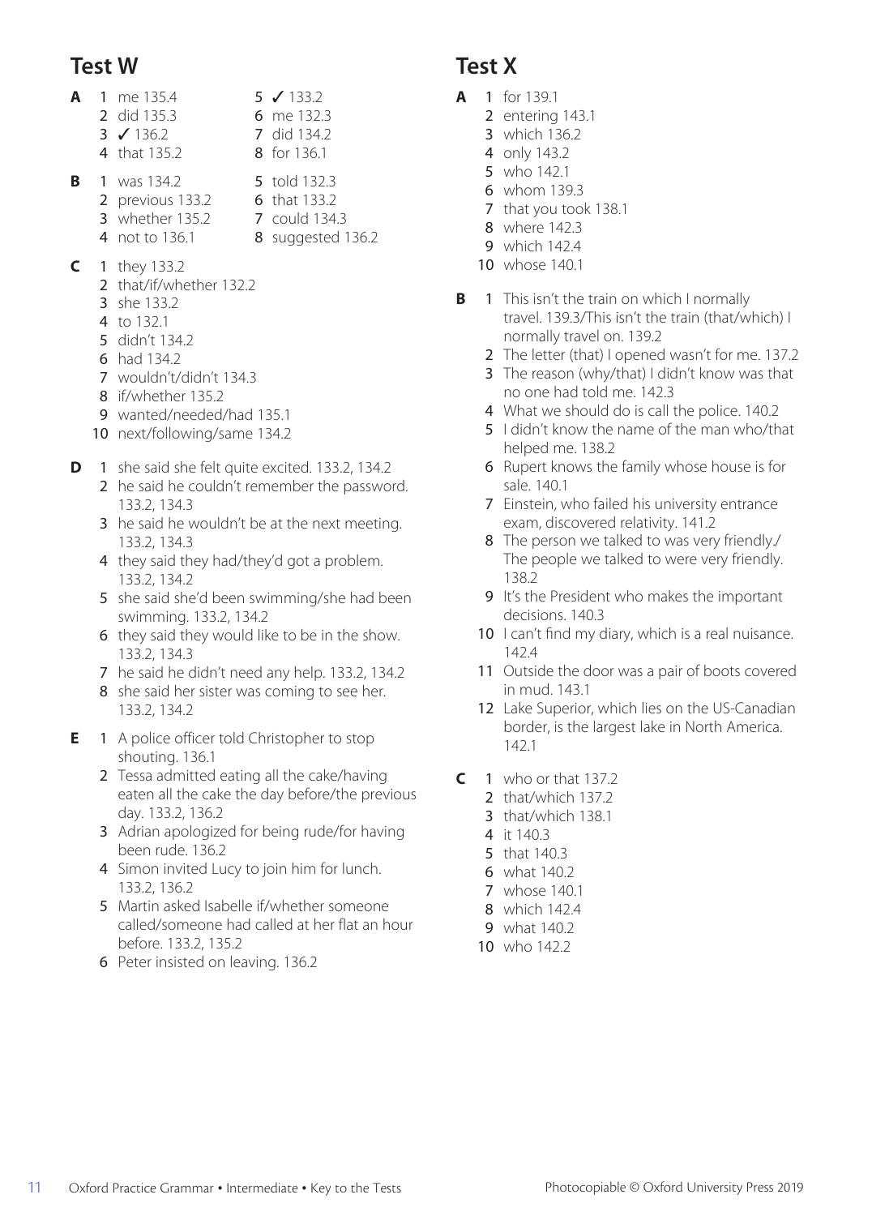## Test W

**A**

1. me 135.4
2. did 135.3
3. ✓ 136.2
4. that 135.2
5. ✓ 133.2
6. me 132.3
7. did 134.2
8. for 136.1

**B**

1. was 134.2
2. previous 133.2
3. whether 135.2
4. not to 136.1
5. told 132.3
6. that 133.2
7. could 134.3
8. suggested 136.2

**C**

1. they 133.2
2. that/if/whether 132.2
3. she 133.2
4. to 132.1
5. didn't 134.2
6. had 134.2
7. wouldn't/didn't 134.3
8. if/whether 135.2
9. wanted/needed/had 135.1
10. next/following/same 134.2

**D**

1. she said she felt quite excited. 133.2, 134.2
2. he said he couldn't remember the password. 133.2, 134.3
3. he said he wouldn't be at the next meeting. 133.2, 134.3
4. they said they had/they'd got a problem. 133.2, 134.2
5. she said she'd been swimming/she had been swimming. 133.2, 134.2
6. they said they would like to be in the show. 133.2, 134.3
7. he said he didn't need any help. 133.2, 134.2
8. she said her sister was coming to see her. 133.2, 134.2

**E**

1. A police officer told Christopher to stop shouting. 136.1
2. Tessa admitted eating all the cake/having eaten all the cake the day before/the previous day. 133.2, 136.2
3. Adrian apologized for being rude/for having been rude. 136.2
4. Simon invited Lucy to join him for lunch. 133.2, 136.2
5. Martin asked Isabelle if/whether someone called/someone had called at her flat an hour before. 133.2, 135.2
6. Peter insisted on leaving. 136.2

## Test X

**A**

1. for 139.1
2. entering 143.1
3. which 136.2
4. only 143.2
5. who 142.1
6. whom 139.3
7. that you took 138.1
8. where 142.3
9. which 142.4
10. whose 140.1

**B**

1. This isn't the train on which I normally travel. 139.3/This isn't the train (that/which) I normally travel on. 139.2
2. The letter (that) I opened wasn't for me. 137.2
3. The reason (why/that) I didn't know was that no one had told me. 142.3
4. What we should do is call the police. 140.2
5. I didn't know the name of the man who/that helped me. 138.2
6. Rupert knows the family whose house is for sale. 140.1
7. Einstein, who failed his university entrance exam, discovered relativity. 141.2
8. The person we talked to was very friendly./The people we talked to were very friendly. 138.2
9. It's the President who makes the important decisions. 140.3
10. I can't find my diary, which is a real nuisance. 142.4
11. Outside the door was a pair of boots covered in mud. 143.1
12. Lake Superior, which lies on the US-Canadian border, is the largest lake in North America. 142.1

**C**

1. who or that 137.2
2. that/which 137.2
3. that/which 138.1
4. it 140.3
5. that 140.3
6. what 140.2
7. whose 140.1
8. which 142.4
9. what 140.2
10. who 142.2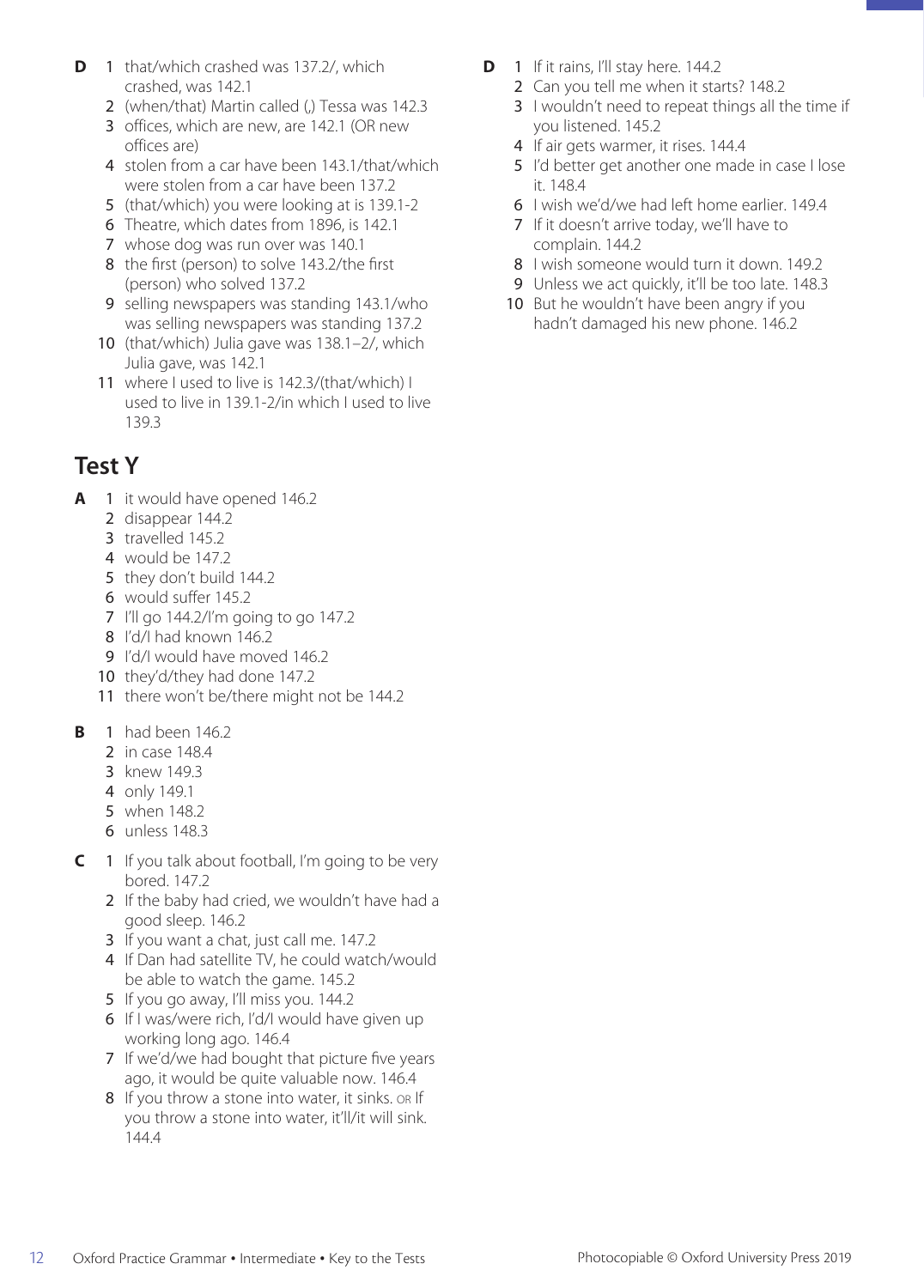**D**

1. that/which crashed was 137.2/, which crashed, was 142.1
2. (when/that) Martin called (,) Tessa was 142.3
3. offices, which are new, are 142.1 (OR new offices are)
4. stolen from a car have been 143.1/that/which were stolen from a car have been 137.2
5. (that/which) you were looking at is 139.1-2
6. Theatre, which dates from 1896, is 142.1
7. whose dog was run over was 140.1
8. the first (person) to solve 143.2/the first (person) who solved 137.2
9. selling newspapers was standing 143.1/who was selling newspapers was standing 137.2
10. (that/which) Julia gave was 138.1–2/, which Julia gave, was 142.1
11. where I used to live is 142.3/(that/which) I used to live in 139.1-2/in which I used to live 139.3

## Test Y

**A**

1. it would have opened 146.2
2. disappear 144.2
3. travelled 145.2
4. would be 147.2
5. they don't build 144.2
6. would suffer 145.2
7. I'll go 144.2/I'm going to go 147.2
8. I'd/I had known 146.2
9. I'd/I would have moved 146.2
10. they'd/they had done 147.2
11. there won't be/there might not be 144.2

**B**

1. had been 146.2
2. in case 148.4
3. knew 149.3
4. only 149.1
5. when 148.2
6. unless 148.3

**C**

1. If you talk about football, I'm going to be very bored. 147.2
2. If the baby had cried, we wouldn't have had a good sleep. 146.2
3. If you want a chat, just call me. 147.2
4. If Dan had satellite TV, he could watch/would be able to watch the game. 145.2
5. If you go away, I'll miss you. 144.2
6. If I was/were rich, I'd/I would have given up working long ago. 146.4
7. If we'd/we had bought that picture five years ago, it would be quite valuable now. 146.4
8. If you throw a stone into water, it sinks. OR If you throw a stone into water, it'll/it will sink. 144.4

**D**

1. If it rains, I'll stay here. 144.2
2. Can you tell me when it starts? 148.2
3. I wouldn't need to repeat things all the time if you listened. 145.2
4. If air gets warmer, it rises. 144.4
5. I'd better get another one made in case I lose it. 148.4
6. I wish we'd/we had left home earlier. 149.4
7. If it doesn't arrive today, we'll have to complain. 144.2
8. I wish someone would turn it down. 149.2
9. Unless we act quickly, it'll be too late. 148.3
10. But he wouldn't have been angry if you hadn't damaged his new phone. 146.2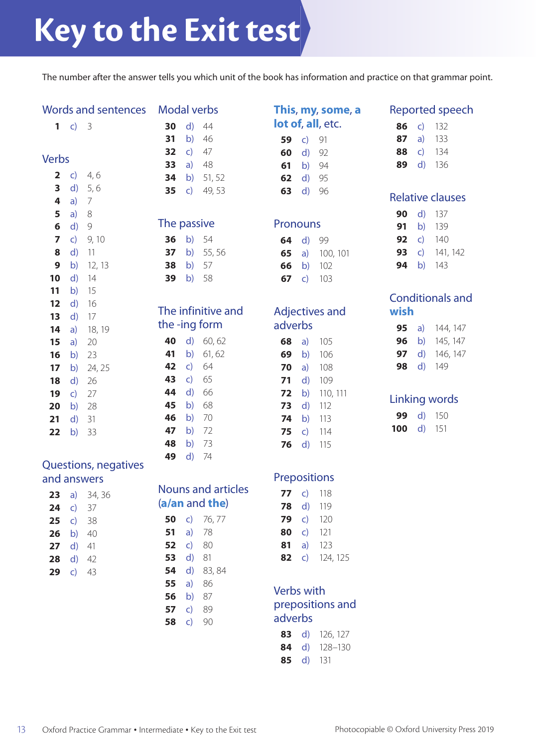# Key to the Exit test

The number after the answer tells you which unit of the book has information and practice on that grammar point.

## Words and sentences

| | | |
|---|---|---|
| **1** | c) | 3 |

## Verbs

| | | |
|---|---|---|
| **2** | c) | 4, 6 |
| **3** | d) | 5, 6 |
| **4** | a) | 7 |
| **5** | a) | 8 |
| **6** | d) | 9 |
| **7** | c) | 9, 10 |
| **8** | d) | 11 |
| **9** | b) | 12, 13 |
| **10** | d) | 14 |
| **11** | b) | 15 |
| **12** | d) | 16 |
| **13** | d) | 17 |
| **14** | a) | 18, 19 |
| **15** | a) | 20 |
| **16** | b) | 23 |
| **17** | b) | 24, 25 |
| **18** | d) | 26 |
| **19** | c) | 27 |
| **20** | b) | 28 |
| **21** | d) | 31 |
| **22** | b) | 33 |

## Questions, negatives and answers

| | | |
|---|---|---|
| **23** | a) | 34, 36 |
| **24** | c) | 37 |
| **25** | c) | 38 |
| **26** | b) | 40 |
| **27** | d) | 41 |
| **28** | d) | 42 |
| **29** | c) | 43 |

## Modal verbs

| | | |
|---|---|---|
| **30** | d) | 44 |
| **31** | b) | 46 |
| **32** | c) | 47 |
| **33** | a) | 48 |
| **34** | b) | 51, 52 |
| **35** | c) | 49, 53 |

## The passive

| | | |
|---|---|---|
| **36** | b) | 54 |
| **37** | b) | 55, 56 |
| **38** | b) | 57 |
| **39** | b) | 58 |

## The infinitive and the -ing form

| | | |
|---|---|---|
| **40** | d) | 60, 62 |
| **41** | b) | 61, 62 |
| **42** | c) | 64 |
| **43** | c) | 65 |
| **44** | d) | 66 |
| **45** | b) | 68 |
| **46** | b) | 70 |
| **47** | b) | 72 |
| **48** | b) | 73 |
| **49** | d) | 74 |

## Nouns and articles (**a/an** and **the**)

| | | |
|---|---|---|
| **50** | c) | 76, 77 |
| **51** | a) | 78 |
| **52** | c) | 80 |
| **53** | d) | 81 |
| **54** | d) | 83, 84 |
| **55** | a) | 86 |
| **56** | b) | 87 |
| **57** | c) | 89 |
| **58** | c) | 90 |

## **This**, **my**, **some**, **a lot of**, **all**, etc.

| | | |
|---|---|---|
| **59** | c) | 91 |
| **60** | d) | 92 |
| **61** | b) | 94 |
| **62** | d) | 95 |
| **63** | d) | 96 |

## Pronouns

| | | |
|---|---|---|
| **64** | d) | 99 |
| **65** | a) | 100, 101 |
| **66** | b) | 102 |
| **67** | c) | 103 |

## Adjectives and adverbs

| | | |
|---|---|---|
| **68** | a) | 105 |
| **69** | b) | 106 |
| **70** | a) | 108 |
| **71** | d) | 109 |
| **72** | b) | 110, 111 |
| **73** | d) | 112 |
| **74** | b) | 113 |
| **75** | c) | 114 |
| **76** | d) | 115 |

## Prepositions

| | | |
|---|---|---|
| **77** | c) | 118 |
| **78** | d) | 119 |
| **79** | c) | 120 |
| **80** | c) | 121 |
| **81** | a) | 123 |
| **82** | c) | 124, 125 |

## Verbs with prepositions and adverbs

| | | |
|---|---|---|
| **83** | d) | 126, 127 |
| **84** | d) | 128–130 |
| **85** | d) | 131 |

## Reported speech

| | | |
|---|---|---|
| **86** | c) | 132 |
| **87** | a) | 133 |
| **88** | c) | 134 |
| **89** | d) | 136 |

## Relative clauses

| | | |
|---|---|---|
| **90** | d) | 137 |
| **91** | b) | 139 |
| **92** | c) | 140 |
| **93** | c) | 141, 142 |
| **94** | b) | 143 |

## Conditionals and **wish**

| | | |
|---|---|---|
| **95** | a) | 144, 147 |
| **96** | b) | 145, 147 |
| **97** | d) | 146, 147 |
| **98** | d) | 149 |

## Linking words

| | | |
|---|---|---|
| **99** | d) | 150 |
| **100** | d) | 151 |